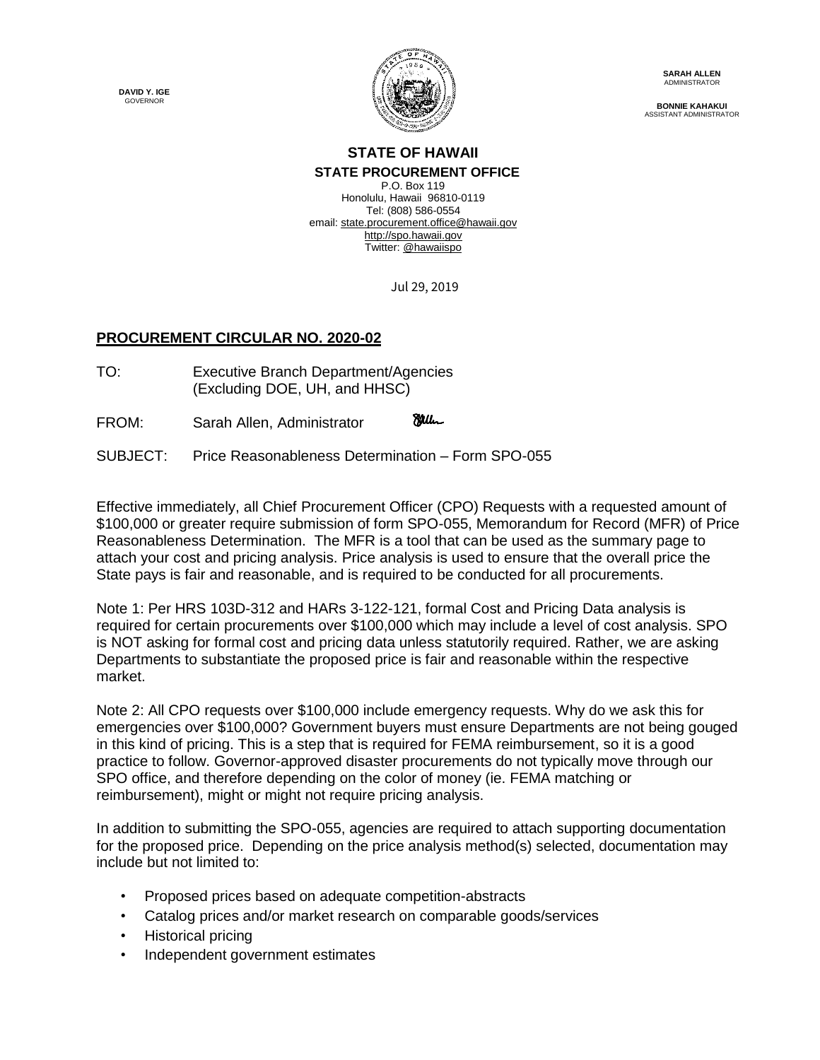DAVID Y. IGE
GOVERNOR

SARAH ALLEN
ADMINISTRATOR

BONNIE KAHAKUI
ASSISTANT ADMINISTRATOR

**STATE OF HAWAII**
**STATE PROCUREMENT OFFICE**
P.O. Box 119
Honolulu, Hawaii 96810-0119
Tel: (808) 586-0554
email: state.procurement.office@hawaii.gov
http://spo.hawaii.gov
Twitter: @hawaiispo

Jul 29, 2019

## PROCUREMENT CIRCULAR NO. 2020-02

TO: Executive Branch Department/Agencies (Excluding DOE, UH, and HHSC)

FROM: Sarah Allen, Administrator

SUBJECT: Price Reasonableness Determination – Form SPO-055

Effective immediately, all Chief Procurement Officer (CPO) Requests with a requested amount of $100,000 or greater require submission of form SPO-055, Memorandum for Record (MFR) of Price Reasonableness Determination. The MFR is a tool that can be used as the summary page to attach your cost and pricing analysis. Price analysis is used to ensure that the overall price the State pays is fair and reasonable, and is required to be conducted for all procurements.

Note 1: Per HRS 103D-312 and HARs 3-122-121, formal Cost and Pricing Data analysis is required for certain procurements over $100,000 which may include a level of cost analysis. SPO is NOT asking for formal cost and pricing data unless statutorily required. Rather, we are asking Departments to substantiate the proposed price is fair and reasonable within the respective market.

Note 2: All CPO requests over $100,000 include emergency requests. Why do we ask this for emergencies over $100,000? Government buyers must ensure Departments are not being gouged in this kind of pricing. This is a step that is required for FEMA reimbursement, so it is a good practice to follow. Governor-approved disaster procurements do not typically move through our SPO office, and therefore depending on the color of money (ie. FEMA matching or reimbursement), might or might not require pricing analysis.

In addition to submitting the SPO-055, agencies are required to attach supporting documentation for the proposed price. Depending on the price analysis method(s) selected, documentation may include but not limited to:

- Proposed prices based on adequate competition-abstracts
- Catalog prices and/or market research on comparable goods/services
- Historical pricing
- Independent government estimates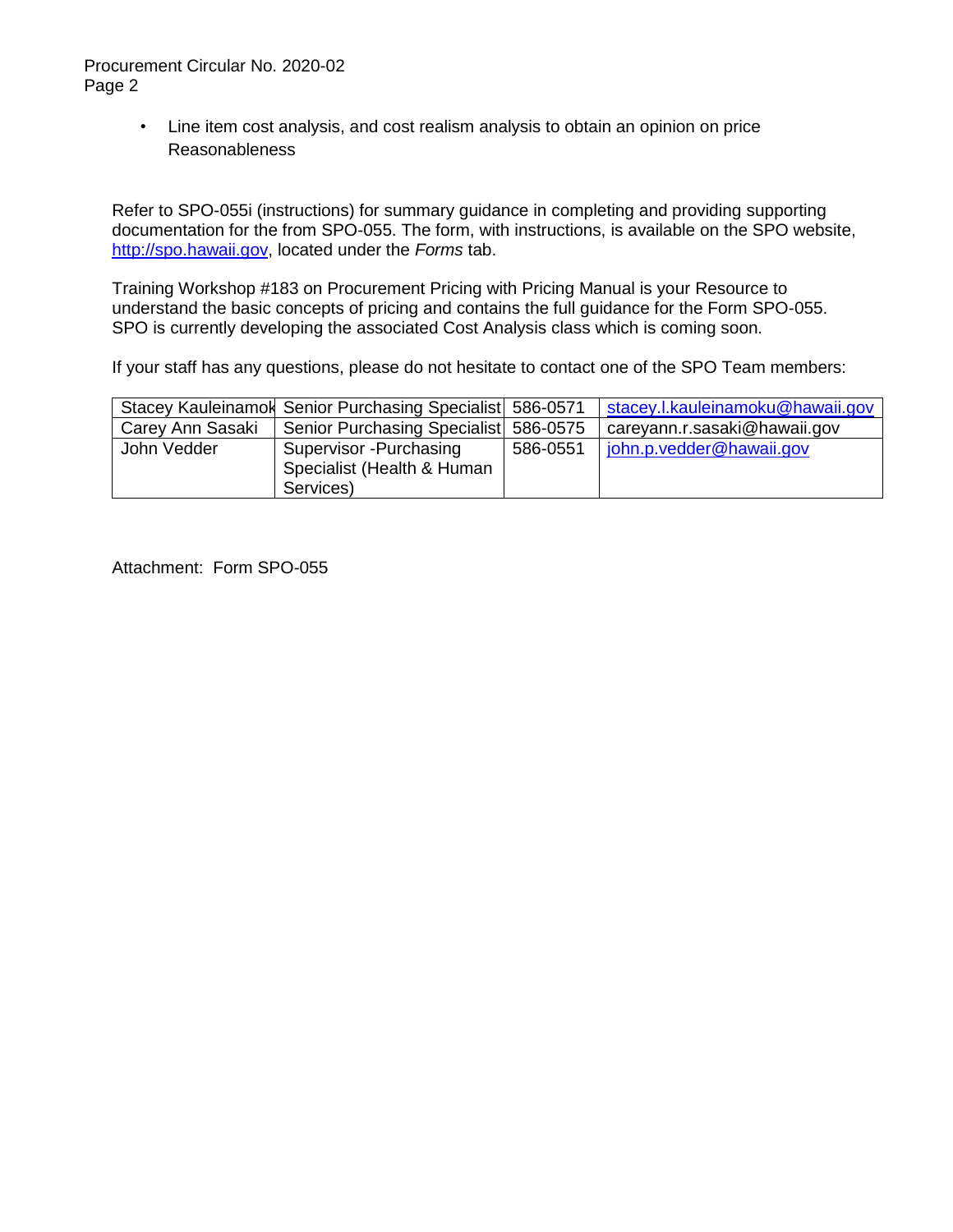- Line item cost analysis, and cost realism analysis to obtain an opinion on price Reasonableness

Refer to SPO-055i (instructions) for summary guidance in completing and providing supporting documentation for the from SPO-055. The form, with instructions, is available on the SPO website, http://spo.hawaii.gov, located under the *Forms* tab.

Training Workshop #183 on Procurement Pricing with Pricing Manual is your Resource to understand the basic concepts of pricing and contains the full guidance for the Form SPO-055. SPO is currently developing the associated Cost Analysis class which is coming soon.

If your staff has any questions, please do not hesitate to contact one of the SPO Team members:

| | | | |
|---|---|---|---|
| Stacey Kauleinamok | Senior Purchasing Specialist | 586-0571 | stacey.l.kauleinamoku@hawaii.gov |
| Carey Ann Sasaki | Senior Purchasing Specialist | 586-0575 | careyann.r.sasaki@hawaii.gov |
| John Vedder | Supervisor -Purchasing Specialist (Health & Human Services) | 586-0551 | john.p.vedder@hawaii.gov |

Attachment: Form SPO-055